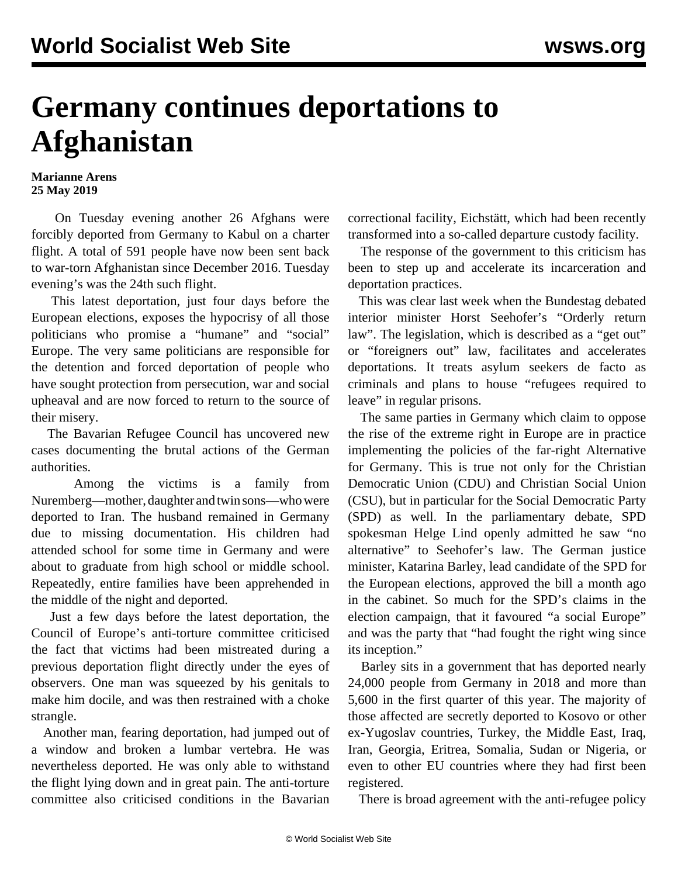# Germany continues deportations to Afghanistan

**Marianne Arens**
**25 May 2019**

On Tuesday evening another 26 Afghans were forcibly deported from Germany to Kabul on a charter flight. A total of 591 people have now been sent back to war-torn Afghanistan since December 2016. Tuesday evening's was the 24th such flight.

This latest deportation, just four days before the European elections, exposes the hypocrisy of all those politicians who promise a "humane" and "social" Europe. The very same politicians are responsible for the detention and forced deportation of people who have sought protection from persecution, war and social upheaval and are now forced to return to the source of their misery.

The Bavarian Refugee Council has uncovered new cases documenting the brutal actions of the German authorities.

Among the victims is a family from Nuremberg—mother, daughter and twin sons—who were deported to Iran. The husband remained in Germany due to missing documentation. His children had attended school for some time in Germany and were about to graduate from high school or middle school. Repeatedly, entire families have been apprehended in the middle of the night and deported.

Just a few days before the latest deportation, the Council of Europe's anti-torture committee criticised the fact that victims had been mistreated during a previous deportation flight directly under the eyes of observers. One man was squeezed by his genitals to make him docile, and was then restrained with a choke strangle.

Another man, fearing deportation, had jumped out of a window and broken a lumbar vertebra. He was nevertheless deported. He was only able to withstand the flight lying down and in great pain. The anti-torture committee also criticised conditions in the Bavarian correctional facility, Eichstätt, which had been recently transformed into a so-called departure custody facility.

The response of the government to this criticism has been to step up and accelerate its incarceration and deportation practices.

This was clear last week when the Bundestag debated interior minister Horst Seehofer's "Orderly return law". The legislation, which is described as a "get out" or "foreigners out" law, facilitates and accelerates deportations. It treats asylum seekers de facto as criminals and plans to house "refugees required to leave" in regular prisons.

The same parties in Germany which claim to oppose the rise of the extreme right in Europe are in practice implementing the policies of the far-right Alternative for Germany. This is true not only for the Christian Democratic Union (CDU) and Christian Social Union (CSU), but in particular for the Social Democratic Party (SPD) as well. In the parliamentary debate, SPD spokesman Helge Lind openly admitted he saw "no alternative" to Seehofer's law. The German justice minister, Katarina Barley, lead candidate of the SPD for the European elections, approved the bill a month ago in the cabinet. So much for the SPD's claims in the election campaign, that it favoured "a social Europe" and was the party that "had fought the right wing since its inception."

Barley sits in a government that has deported nearly 24,000 people from Germany in 2018 and more than 5,600 in the first quarter of this year. The majority of those affected are secretly deported to Kosovo or other ex-Yugoslav countries, Turkey, the Middle East, Iraq, Iran, Georgia, Eritrea, Somalia, Sudan or Nigeria, or even to other EU countries where they had first been registered.

There is broad agreement with the anti-refugee policy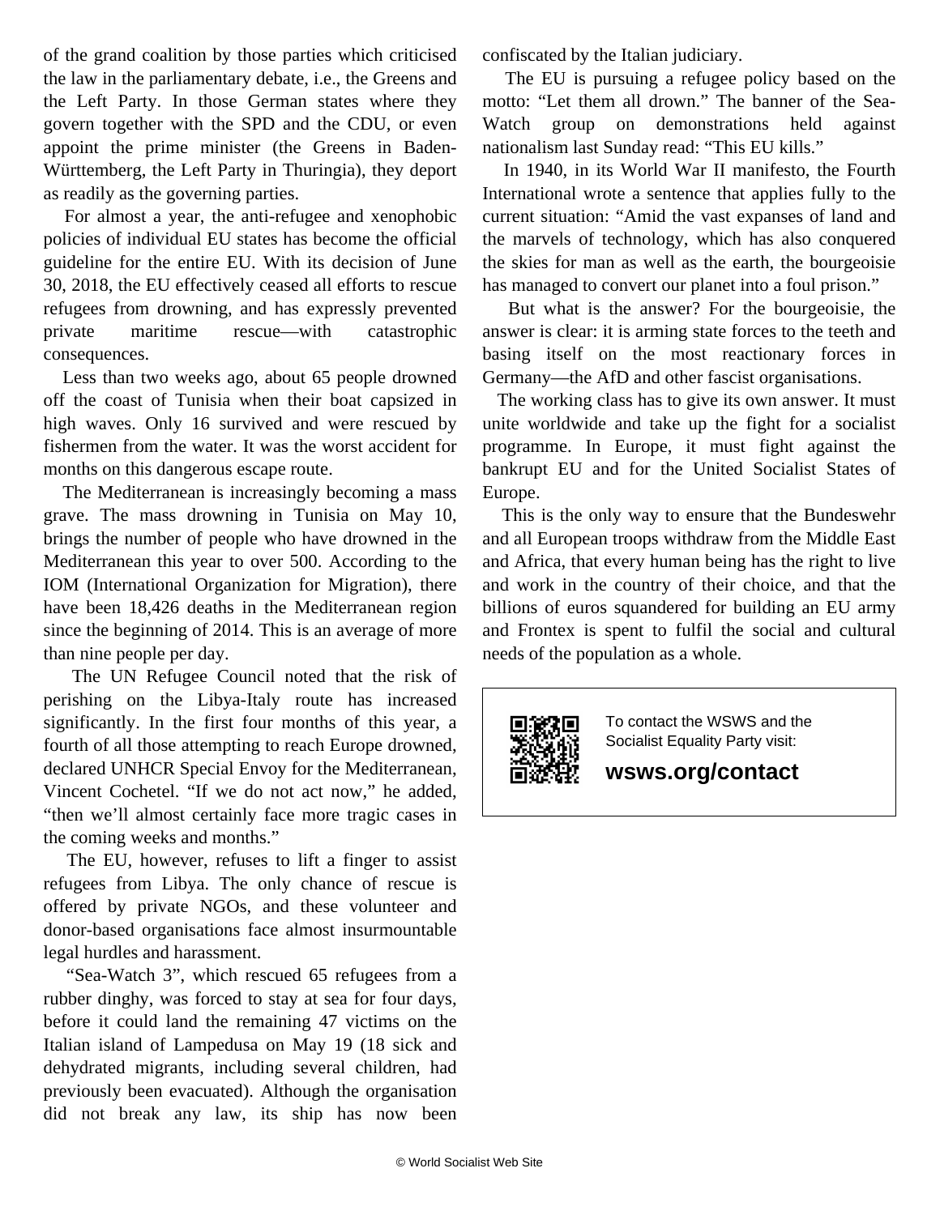of the grand coalition by those parties which criticised the law in the parliamentary debate, i.e., the Greens and the Left Party. In those German states where they govern together with the SPD and the CDU, or even appoint the prime minister (the Greens in Baden-Württemberg, the Left Party in Thuringia), they deport as readily as the governing parties.

For almost a year, the anti-refugee and xenophobic policies of individual EU states has become the official guideline for the entire EU. With its decision of June 30, 2018, the EU effectively ceased all efforts to rescue refugees from drowning, and has expressly prevented private maritime rescue—with catastrophic consequences.

Less than two weeks ago, about 65 people drowned off the coast of Tunisia when their boat capsized in high waves. Only 16 survived and were rescued by fishermen from the water. It was the worst accident for months on this dangerous escape route.

The Mediterranean is increasingly becoming a mass grave. The mass drowning in Tunisia on May 10, brings the number of people who have drowned in the Mediterranean this year to over 500. According to the IOM (International Organization for Migration), there have been 18,426 deaths in the Mediterranean region since the beginning of 2014. This is an average of more than nine people per day.

The UN Refugee Council noted that the risk of perishing on the Libya-Italy route has increased significantly. In the first four months of this year, a fourth of all those attempting to reach Europe drowned, declared UNHCR Special Envoy for the Mediterranean, Vincent Cochetel. "If we do not act now," he added, "then we'll almost certainly face more tragic cases in the coming weeks and months."

The EU, however, refuses to lift a finger to assist refugees from Libya. The only chance of rescue is offered by private NGOs, and these volunteer and donor-based organisations face almost insurmountable legal hurdles and harassment.

"Sea-Watch 3", which rescued 65 refugees from a rubber dinghy, was forced to stay at sea for four days, before it could land the remaining 47 victims on the Italian island of Lampedusa on May 19 (18 sick and dehydrated migrants, including several children, had previously been evacuated). Although the organisation did not break any law, its ship has now been confiscated by the Italian judiciary.

The EU is pursuing a refugee policy based on the motto: "Let them all drown." The banner of the Sea-Watch group on demonstrations held against nationalism last Sunday read: "This EU kills."

In 1940, in its World War II manifesto, the Fourth International wrote a sentence that applies fully to the current situation: "Amid the vast expanses of land and the marvels of technology, which has also conquered the skies for man as well as the earth, the bourgeoisie has managed to convert our planet into a foul prison."

But what is the answer? For the bourgeoisie, the answer is clear: it is arming state forces to the teeth and basing itself on the most reactionary forces in Germany—the AfD and other fascist organisations.

The working class has to give its own answer. It must unite worldwide and take up the fight for a socialist programme. In Europe, it must fight against the bankrupt EU and for the United Socialist States of Europe.

This is the only way to ensure that the Bundeswehr and all European troops withdraw from the Middle East and Africa, that every human being has the right to live and work in the country of their choice, and that the billions of euros squandered for building an EU army and Frontex is spent to fulfil the social and cultural needs of the population as a whole.

To contact the WSWS and the Socialist Equality Party visit:

**wsws.org/contact**